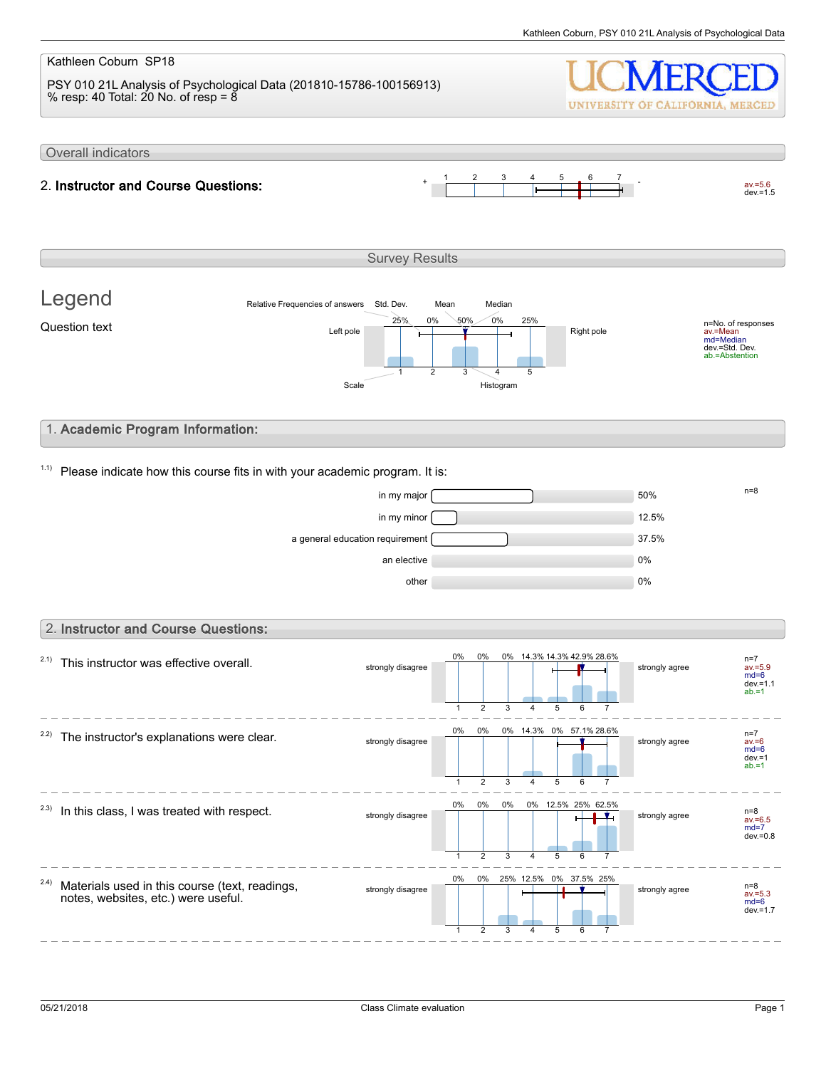Kathleen Coburn SP18

PSY 010 21L Analysis of Psychological Data (201810-15786-100156913)
% resp: 40 Total: 20 No. of resp = 8

UC MERCED
UNIVERSITY OF CALIFORNIA, MERCED

## Overall indicators

**2. Instructor and Course Questions:** + 1 2 3 4 5 6 7 - av.=5.6 dev.=1.5

## Survey Results

### Legend

Question text

Relative Frequencies of answers, Std. Dev., Mean, Median

Left pole: 25% 0% 50% 0% 25% (scale 1 2 3 4 5): Right pole

Scale, Histogram

n=No. of responses
av.=Mean
md=Median
dev.=Std. Dev.
ab.=Abstention

## 1. Academic Program Information:

1.1) Please indicate how this course fits in with your academic program. It is:

| Option | Percentage |
|---|---|
| in my major | 50% |
| in my minor | 12.5% |
| a general education requirement | 37.5% |
| an elective | 0% |
| other | 0% |

n=8

## 2. Instructor and Course Questions:

Scale: 1 = strongly disagree, 7 = strongly agree

| Question | 1 | 2 | 3 | 4 | 5 | 6 | 7 | Statistics |
|---|---|---|---|---|---|---|---|---|
| 2.1) This instructor was effective overall. | 0% | 0% | 0% | 14.3% | 14.3% | 42.9% | 28.6% | n=7, av.=5.9, md=6, dev.=1.1, ab.=1 |
| 2.2) The instructor's explanations were clear. | 0% | 0% | 0% | 14.3% | 0% | 57.1% | 28.6% | n=7, av.=6, md=6, dev.=1, ab.=1 |
| 2.3) In this class, I was treated with respect. | 0% | 0% | 0% | 0% | 12.5% | 25% | 62.5% | n=8, av.=6.5, md=7, dev.=0.8 |
| 2.4) Materials used in this course (text, readings, notes, websites, etc.) were useful. | 0% | 0% | 25% | 12.5% | 0% | 37.5% | 25% | n=8, av.=5.3, md=6, dev.=1.7 |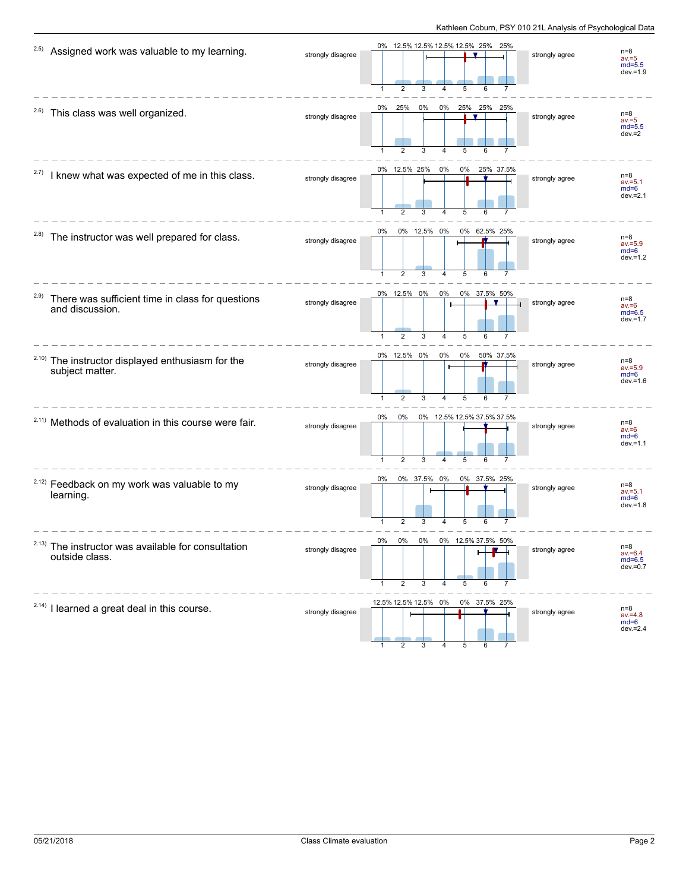| # | Item | Left pole | 1 | 2 | 3 | 4 | 5 | 6 | 7 | Right pole | Statistics |
|---|---|---|---|---|---|---|---|---|---|---|---|
| 2.5) | Assigned work was valuable to my learning. | strongly disagree | 0% | 12.5% | 12.5% | 12.5% | 12.5% | 25% | 25% | strongly agree | n=8, av.=5, md=5.5, dev.=1.9 |
| 2.6) | This class was well organized. | strongly disagree | 0% | 25% | 0% | 0% | 25% | 25% | 25% | strongly agree | n=8, av.=5, md=5.5, dev.=2 |
| 2.7) | I knew what was expected of me in this class. | strongly disagree | 0% | 12.5% | 25% | 0% | 0% | 25% | 37.5% | strongly agree | n=8, av.=5.1, md=6, dev.=2.1 |
| 2.8) | The instructor was well prepared for class. | strongly disagree | 0% | 0% | 12.5% | 0% | 0% | 62.5% | 25% | strongly agree | n=8, av.=5.9, md=6, dev.=1.2 |
| 2.9) | There was sufficient time in class for questions and discussion. | strongly disagree | 0% | 12.5% | 0% | 0% | 0% | 37.5% | 50% | strongly agree | n=8, av.=6, md=6.5, dev.=1.7 |
| 2.10) | The instructor displayed enthusiasm for the subject matter. | strongly disagree | 0% | 12.5% | 0% | 0% | 0% | 50% | 37.5% | strongly agree | n=8, av.=5.9, md=6, dev.=1.6 |
| 2.11) | Methods of evaluation in this course were fair. | strongly disagree | 0% | 0% | 0% | 12.5% | 12.5% | 37.5% | 37.5% | strongly agree | n=8, av.=6, md=6, dev.=1.1 |
| 2.12) | Feedback on my work was valuable to my learning. | strongly disagree | 0% | 0% | 37.5% | 0% | 0% | 37.5% | 25% | strongly agree | n=8, av.=5.1, md=6, dev.=1.8 |
| 2.13) | The instructor was available for consultation outside class. | strongly disagree | 0% | 0% | 0% | 0% | 12.5% | 37.5% | 50% | strongly agree | n=8, av.=6.4, md=6.5, dev.=0.7 |
| 2.14) | I learned a great deal in this course. | strongly disagree | 12.5% | 12.5% | 12.5% | 0% | 0% | 37.5% | 25% | strongly agree | n=8, av.=4.8, md=6, dev.=2.4 |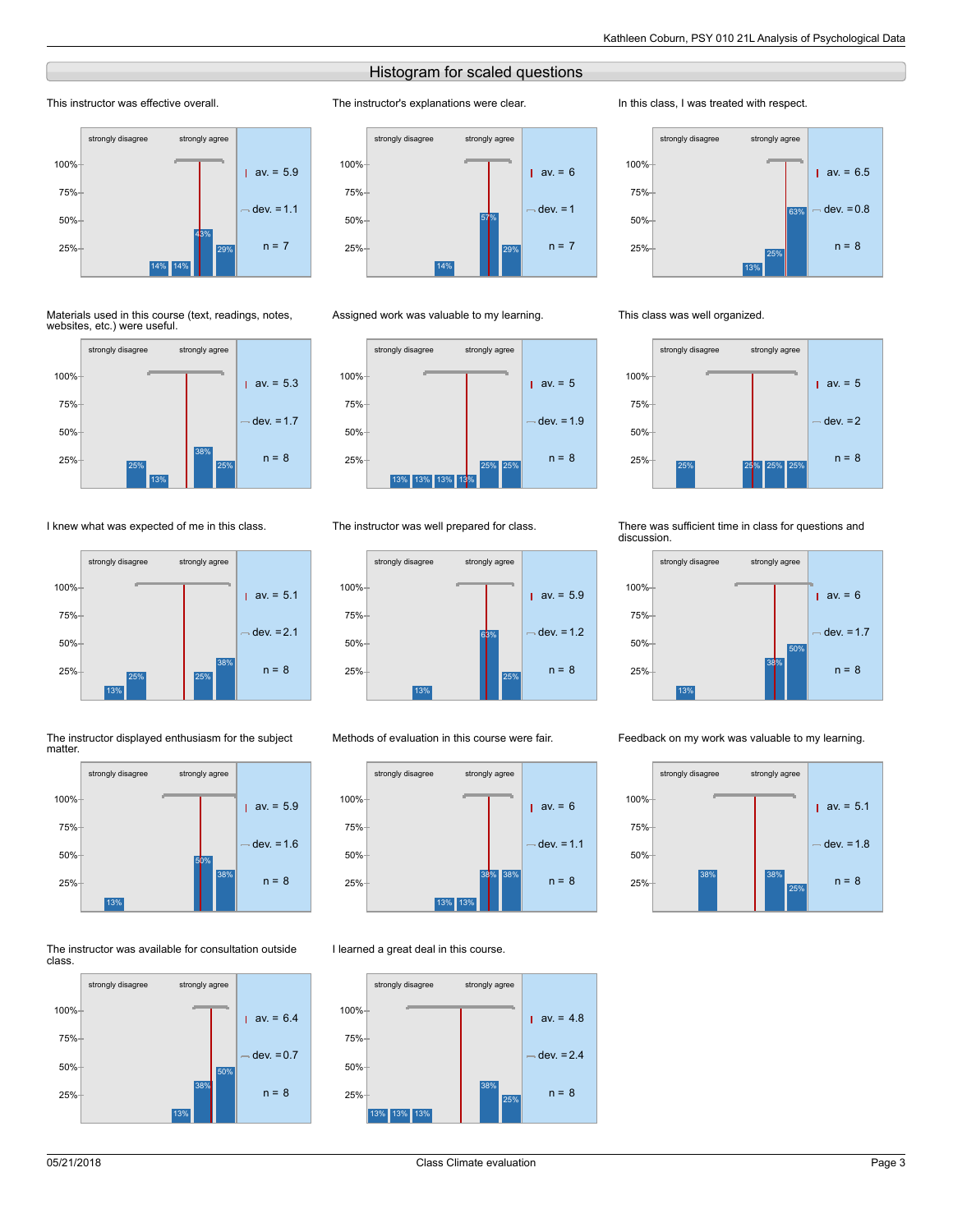## Histogram for scaled questions

### This instructor was effective overall.

strongly disagree — strongly agree

Bars: 14%, 14%, 43%, 29%

av. = 5.9
dev. = 1.1
n = 7

### The instructor's explanations were clear.

strongly disagree — strongly agree

Bars: 14%, 57%, 29%

av. = 6
dev. = 1
n = 7

### In this class, I was treated with respect.

strongly disagree — strongly agree

Bars: 13%, 25%, 63%

av. = 6.5
dev. = 0.8
n = 8

### Materials used in this course (text, readings, notes, websites, etc.) were useful.

strongly disagree — strongly agree

Bars: 25%, 13%, 38%, 25%

av. = 5.3
dev. = 1.7
n = 8

### Assigned work was valuable to my learning.

strongly disagree — strongly agree

Bars: 13%, 13%, 13%, 13%, 25%, 25%

av. = 5
dev. = 1.9
n = 8

### This class was well organized.

strongly disagree — strongly agree

Bars: 25%, 25%, 25%, 25%

av. = 5
dev. = 2
n = 8

### I knew what was expected of me in this class.

strongly disagree — strongly agree

Bars: 13%, 25%, 25%, 38%

av. = 5.1
dev. = 2.1
n = 8

### The instructor was well prepared for class.

strongly disagree — strongly agree

Bars: 13%, 63%, 25%

av. = 5.9
dev. = 1.2
n = 8

### There was sufficient time in class for questions and discussion.

strongly disagree — strongly agree

Bars: 13%, 38%, 50%

av. = 6
dev. = 1.7
n = 8

### The instructor displayed enthusiasm for the subject matter.

strongly disagree — strongly agree

Bars: 13%, 50%, 38%

av. = 5.9
dev. = 1.6
n = 8

### Methods of evaluation in this course were fair.

strongly disagree — strongly agree

Bars: 13%, 13%, 38%, 38%

av. = 6
dev. = 1.1
n = 8

### Feedback on my work was valuable to my learning.

strongly disagree — strongly agree

Bars: 38%, 38%, 25%

av. = 5.1
dev. = 1.8
n = 8

### The instructor was available for consultation outside class.

strongly disagree — strongly agree

Bars: 13%, 38%, 50%

av. = 6.4
dev. = 0.7
n = 8

### I learned a great deal in this course.

strongly disagree — strongly agree

Bars: 13%, 13%, 13%, 38%, 25%

av. = 4.8
dev. = 2.4
n = 8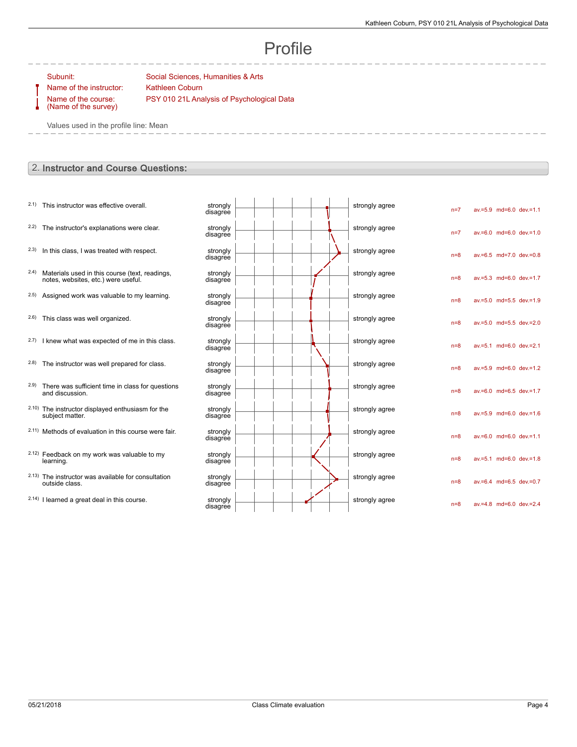# Profile

Subunit: Social Sciences, Humanities & Arts

Name of the instructor: Kathleen Coburn

Name of the course: (Name of the survey) PSY 010 21L Analysis of Psychological Data

Values used in the profile line: Mean

## 2. Instructor and Course Questions:

| Item | Question | Left pole | Right pole | n | av. | md | dev. |
|---|---|---|---|---|---|---|---|
| 2.1) | This instructor was effective overall. | strongly disagree | strongly agree | n=7 | av.=5.9 | md=6.0 | dev.=1.1 |
| 2.2) | The instructor's explanations were clear. | strongly disagree | strongly agree | n=7 | av.=6.0 | md=6.0 | dev.=1.0 |
| 2.3) | In this class, I was treated with respect. | strongly disagree | strongly agree | n=8 | av.=6.5 | md=7.0 | dev.=0.8 |
| 2.4) | Materials used in this course (text, readings, notes, websites, etc.) were useful. | strongly disagree | strongly agree | n=8 | av.=5.3 | md=6.0 | dev.=1.7 |
| 2.5) | Assigned work was valuable to my learning. | strongly disagree | strongly agree | n=8 | av.=5.0 | md=5.5 | dev.=1.9 |
| 2.6) | This class was well organized. | strongly disagree | strongly agree | n=8 | av.=5.0 | md=5.5 | dev.=2.0 |
| 2.7) | I knew what was expected of me in this class. | strongly disagree | strongly agree | n=8 | av.=5.1 | md=6.0 | dev.=2.1 |
| 2.8) | The instructor was well prepared for class. | strongly disagree | strongly agree | n=8 | av.=5.9 | md=6.0 | dev.=1.2 |
| 2.9) | There was sufficient time in class for questions and discussion. | strongly disagree | strongly agree | n=8 | av.=6.0 | md=6.5 | dev.=1.7 |
| 2.10) | The instructor displayed enthusiasm for the subject matter. | strongly disagree | strongly agree | n=8 | av.=5.9 | md=6.0 | dev.=1.6 |
| 2.11) | Methods of evaluation in this course were fair. | strongly disagree | strongly agree | n=8 | av.=6.0 | md=6.0 | dev.=1.1 |
| 2.12) | Feedback on my work was valuable to my learning. | strongly disagree | strongly agree | n=8 | av.=5.1 | md=6.0 | dev.=1.8 |
| 2.13) | The instructor was available for consultation outside class. | strongly disagree | strongly agree | n=8 | av.=6.4 | md=6.5 | dev.=0.7 |
| 2.14) | I learned a great deal in this course. | strongly disagree | strongly agree | n=8 | av.=4.8 | md=6.0 | dev.=2.4 |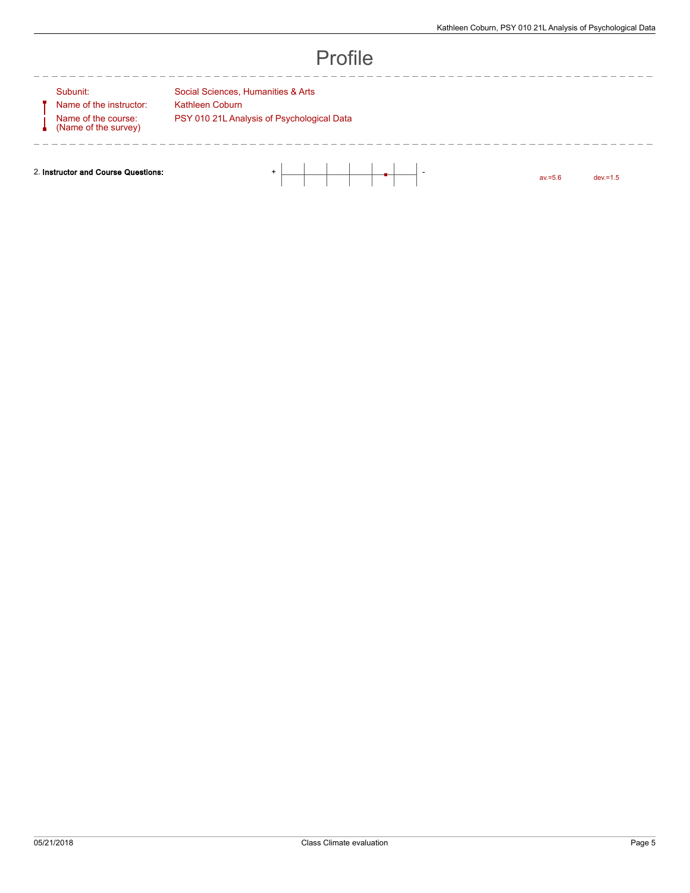# Profile

| | |
|---|---|
| Subunit: | Social Sciences, Humanities & Arts |
| Name of the instructor: | Kathleen Coburn |
| Name of the course: (Name of the survey) | PSY 010 21L Analysis of Psychological Data |

2. **Instructor and Course Questions:** + - av.=5.6 dev.=1.5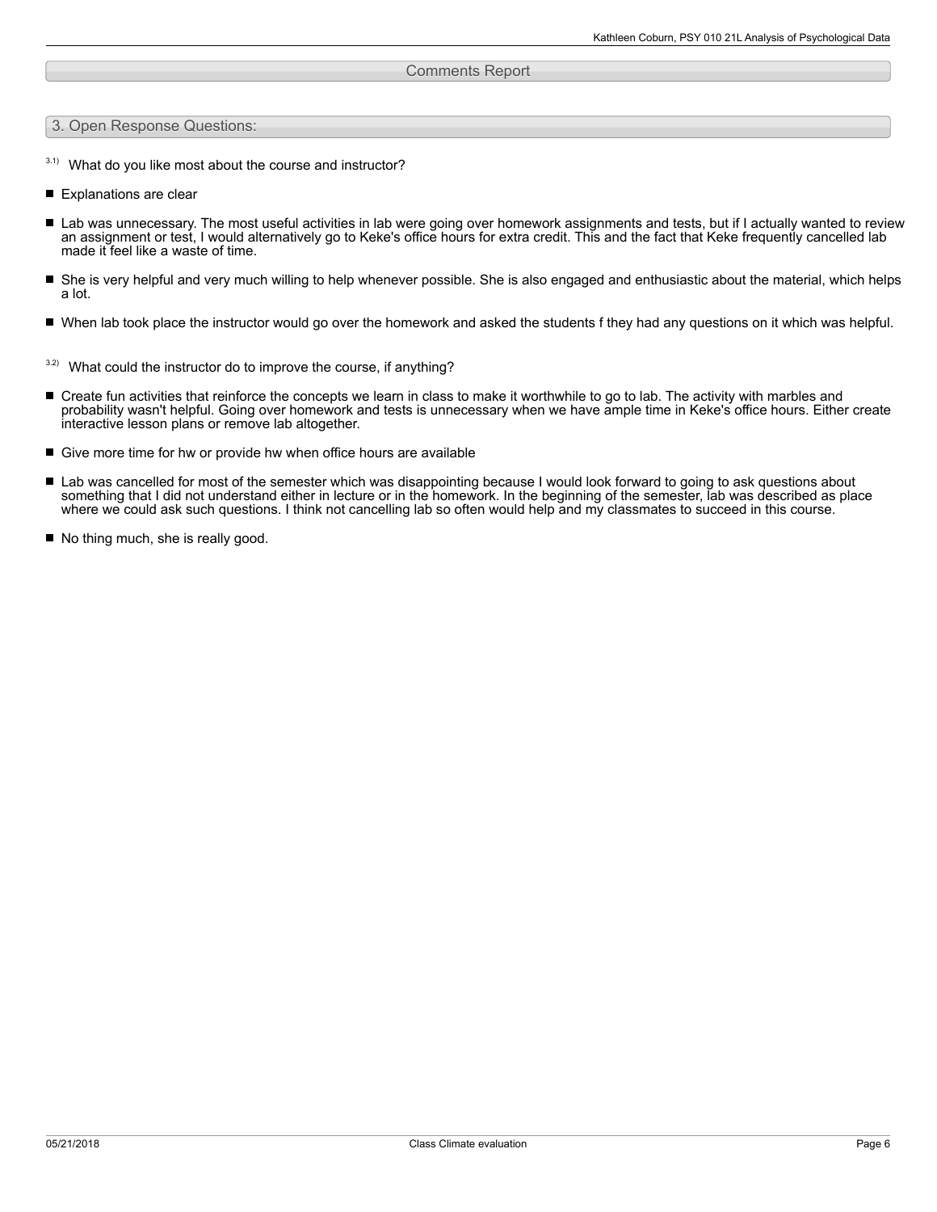## Comments Report

### 3. Open Response Questions:

3.1) What do you like most about the course and instructor?

- Explanations are clear
- Lab was unnecessary. The most useful activities in lab were going over homework assignments and tests, but if I actually wanted to review an assignment or test, I would alternatively go to Keke's office hours for extra credit. This and the fact that Keke frequently cancelled lab made it feel like a waste of time.
- She is very helpful and very much willing to help whenever possible. She is also engaged and enthusiastic about the material, which helps a lot.
- When lab took place the instructor would go over the homework and asked the students f they had any questions on it which was helpful.

3.2) What could the instructor do to improve the course, if anything?

- Create fun activities that reinforce the concepts we learn in class to make it worthwhile to go to lab. The activity with marbles and probability wasn't helpful. Going over homework and tests is unnecessary when we have ample time in Keke's office hours. Either create interactive lesson plans or remove lab altogether.
- Give more time for hw or provide hw when office hours are available
- Lab was cancelled for most of the semester which was disappointing because I would look forward to going to ask questions about something that I did not understand either in lecture or in the homework. In the beginning of the semester, lab was described as place where we could ask such questions. I think not cancelling lab so often would help and my classmates to succeed in this course.
- No thing much, she is really good.